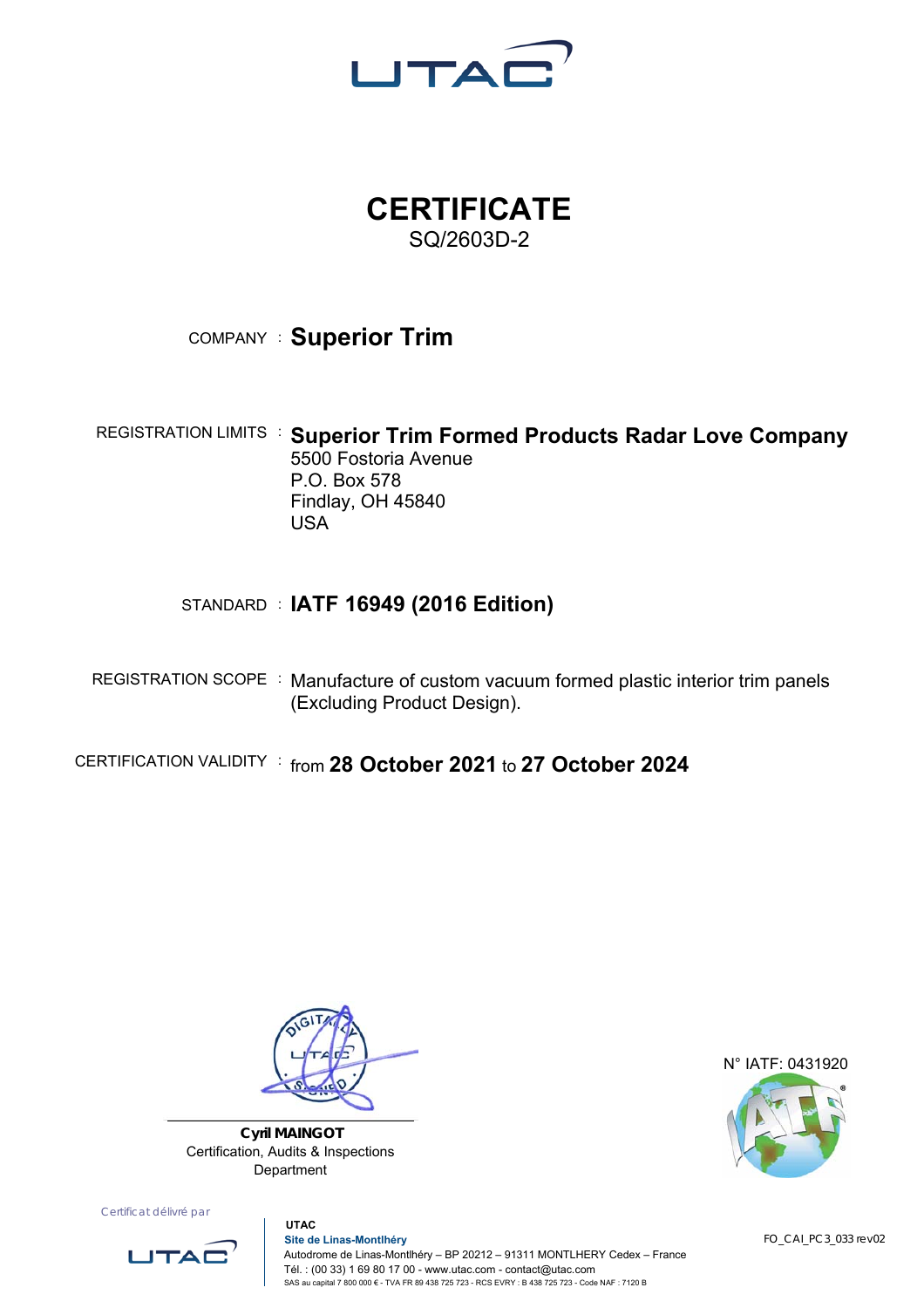# CERTIFICATE

SQ/2603D-2

COMPANY : **Superior Trim**

REGISTRATION LIMITS : **Superior Trim Formed Products Radar Love Company**
5500 Fostoria Avenue
P.O. Box 578
Findlay, OH 45840
USA

STANDARD : **IATF 16949 (2016 Edition)**

REGISTRATION SCOPE : Manufacture of custom vacuum formed plastic interior trim panels (Excluding Product Design).

CERTIFICATION VALIDITY : from **28 October 2021** to **27 October 2024**

DIGITALLY SIGNED UTAC

**Cyril MAINGOT**
Certification, Audits & Inspections Department

N° IATF: 0431920

Certificat délivré par

**UTAC**
**Site de Linas-Montlhéry**
Autodrome de Linas-Montlhéry – BP 20212 – 91311 MONTLHERY Cedex – France
Tél. : (00 33) 1 69 80 17 00 - www.utac.com - contact@utac.com
SAS au capital 7 800 000 € - TVA FR 89 438 725 723 - RCS EVRY : B 438 725 723 - Code NAF : 7120 B

FO_CAI_PC3_033 rev02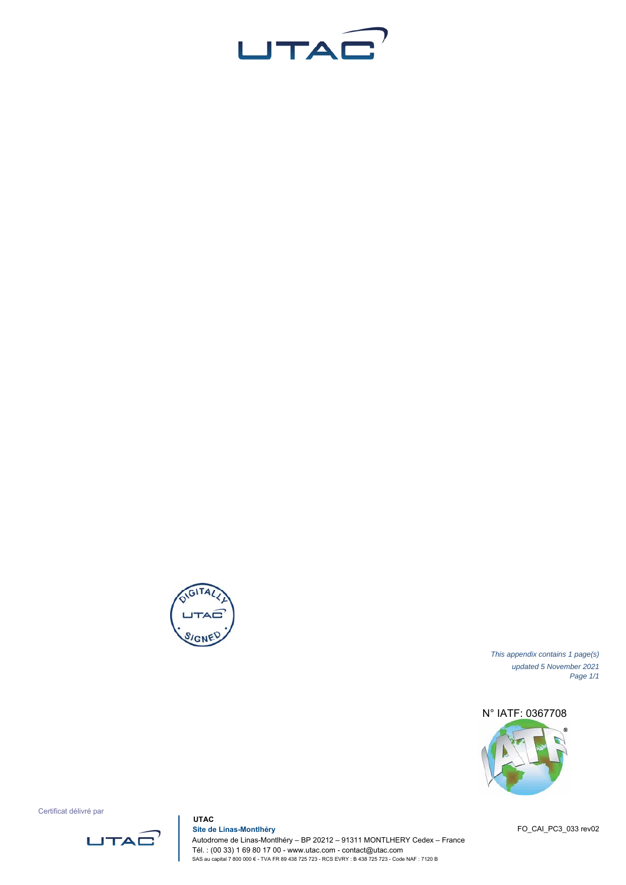This appendix contains 1 page(s)
updated 5 November 2021

N° IATF: 0367708

Certificat délivré par

**UTAC**
**Site de Linas-Montlhéry**
Autodrome de Linas-Montlhéry – BP 20212 – 91311 MONTLHERY Cedex – France
Tél. : (00 33) 1 69 80 17 00 - www.utac.com - contact@utac.com
SAS au capital 7 800 000 € - TVA FR 89 438 725 723 - RCS EVRY : B 438 725 723 - Code NAF : 7120 B

FO_CAI_PC3_033 rev02